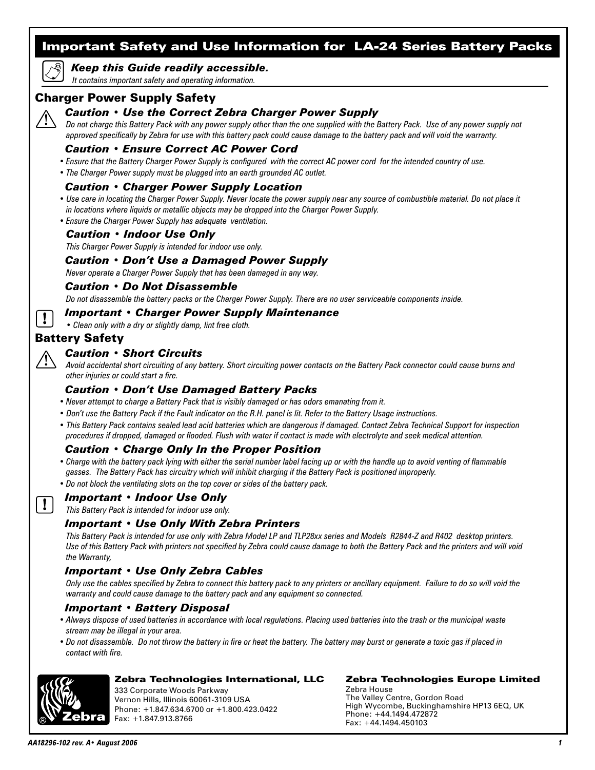# Important Safety and Use Information for LA-24 Series Battery Packs

***Keep this Guide readily accessible.***

*It contains important safety and operating information.*

## Charger Power Supply Safety

### *Caution • Use the Correct Zebra Charger Power Supply*

*Do not charge this Battery Pack with any power supply other than the one supplied with the Battery Pack. Use of any power supply not approved specifically by Zebra for use with this battery pack could cause damage to the battery pack and will void the warranty.*

### *Caution • Ensure Correct AC Power Cord*

- *Ensure that the Battery Charger Power Supply is configured with the correct AC power cord for the intended country of use.*
- *The Charger Power supply must be plugged into an earth grounded AC outlet.*

### *Caution • Charger Power Supply Location*

- *Use care in locating the Charger Power Supply. Never locate the power supply near any source of combustible material. Do not place it in locations where liquids or metallic objects may be dropped into the Charger Power Supply.*
- *Ensure the Charger Power Supply has adequate ventilation.*

### *Caution • Indoor Use Only*

*This Charger Power Supply is intended for indoor use only.*

### *Caution • Don't Use a Damaged Power Supply*

*Never operate a Charger Power Supply that has been damaged in any way.*

### *Caution • Do Not Disassemble*

*Do not disassemble the battery packs or the Charger Power Supply. There are no user serviceable components inside.*

### *Important • Charger Power Supply Maintenance*

- *Clean only with a dry or slightly damp, lint free cloth.*

## Battery Safety

### *Caution • Short Circuits*

*Avoid accidental short circuiting of any battery. Short circuiting power contacts on the Battery Pack connector could cause burns and other injuries or could start a fire.*

### *Caution • Don't Use Damaged Battery Packs*

- *Never attempt to charge a Battery Pack that is visibly damaged or has odors emanating from it.*
- *Don't use the Battery Pack if the Fault indicator on the R.H. panel is lit. Refer to the Battery Usage instructions.*
- *This Battery Pack contains sealed lead acid batteries which are dangerous if damaged. Contact Zebra Technical Support for inspection procedures if dropped, damaged or flooded. Flush with water if contact is made with electrolyte and seek medical attention.*

### *Caution • Charge Only In the Proper Position*

- *Charge with the battery pack lying with either the serial number label facing up or with the handle up to avoid venting of flammable gasses. The Battery Pack has circuitry which will inhibit charging if the Battery Pack is positioned improperly.*
- *Do not block the ventilating slots on the top cover or sides of the battery pack.*

### *Important • Indoor Use Only*

*This Battery Pack is intended for indoor use only.*

### *Important • Use Only With Zebra Printers*

*This Battery Pack is intended for use only with Zebra Model LP and TLP28xx series and Models R2844-Z and R402 desktop printers. Use of this Battery Pack with printers not specified by Zebra could cause damage to both the Battery Pack and the printers and will void the Warranty,*

### *Important • Use Only Zebra Cables*

*Only use the cables specified by Zebra to connect this battery pack to any printers or ancillary equipment. Failure to do so will void the warranty and could cause damage to the battery pack and any equipment so connected.*

### *Important • Battery Disposal*

- *Always dispose of used batteries in accordance with local regulations. Placing used batteries into the trash or the municipal waste stream may be illegal in your area.*
- *Do not disassemble. Do not throw the battery in fire or heat the battery. The battery may burst or generate a toxic gas if placed in contact with fire.*

**Zebra Technologies International, LLC**
333 Corporate Woods Parkway
Vernon Hills, Illinois 60061-3109 USA
Phone: +1.847.634.6700 or +1.800.423.0422
Fax: +1.847.913.8766

**Zebra Technologies Europe Limited**
Zebra House
The Valley Centre, Gordon Road
High Wycombe, Buckinghamshire HP13 6EQ, UK
Phone: +44.1494.472872
Fax: +44.1494.450103

*AA18296-102 rev. A• August 2006*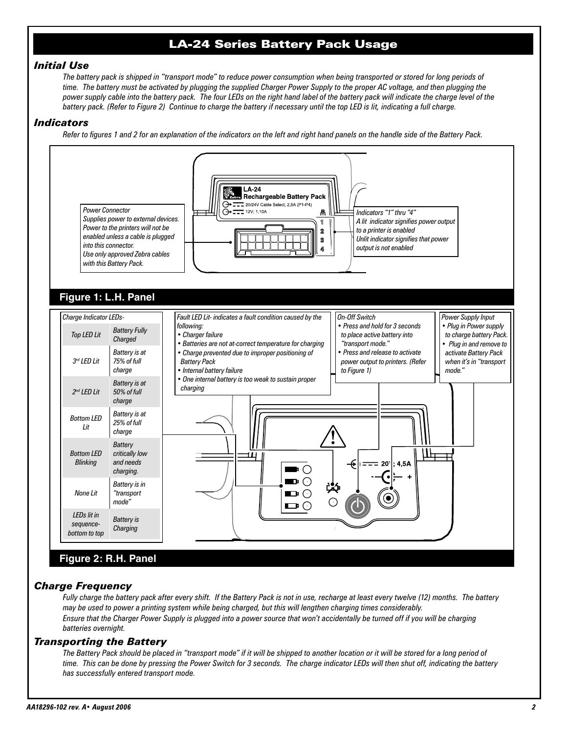# LA-24 Series Battery Pack Usage

## *Initial Use*

*The battery pack is shipped in "transport mode" to reduce power consumption when being transported or stored for long periods of time. The battery must be activated by plugging the supplied Charger Power Supply to the proper AC voltage, and then plugging the power supply cable into the battery pack. The four LEDs on the right hand label of the battery pack will indicate the charge level of the battery pack. (Refer to Figure 2) Continue to charge the battery if necessary until the top LED is lit, indicating a full charge.*

## *Indicators*

*Refer to figures 1 and 2 for an explanation of the indicators on the left and right hand panels on the handle side of the Battery Pack.*

LA-24
Rechargeable Battery Pack
20/24V Cable Select; 2,5A (P1-P4)
12V; 1,10A

*Power Connector*
*Supplies power to external devices. Power to the printers will not be enabled unless a cable is plugged into this connector.*
*Use only approved Zebra cables with this Battery Pack.*

*Indicators "1" thru "4"*
*A lit indicator signifies power output to a printer is enabled*
*Unlit indicator signifies that power output is not enabled*

1
2
3
4

**Figure 1: L.H. Panel**

*Charge Indicator LEDs-*

| | |
|---|---|
| *Top LED Lit* | *Battery Fully Charged* |
| *3rd LED Lit* | *Battery is at 75% of full charge* |
| *2nd LED Lit* | *Battery is at 50% of full charge* |
| *Bottom LED Lit* | *Battery is at 25% of full charge* |
| *Bottom LED Blinking* | *Battery critically low and needs charging.* |
| *None Lit* | *Battery is in "transport mode"* |
| *LEDs lit in sequence- bottom to top* | *Battery is Charging* |

*Fault LED Lit- indicates a fault condition caused by the following:*
- *Charger failure*
- *Batteries are not at-correct temperature for charging*
- *Charge prevented due to improper positioning of Battery Pack*
- *Internal battery failure*
- *One internal battery is too weak to sustain proper charging*

*On-Off Switch*
- *Press and hold for 3 seconds to place active battery into "transport mode."*
- *Press and release to activate power output to printers. (Refer to Figure 1)*

*Power Supply Input*
- *Plug in Power supply to charge battery Pack.*
- *Plug in and remove to activate Battery Pack when it's in "transport mode."*

20V; 4,5A

**Figure 2: R.H. Panel**

## *Charge Frequency*

*Fully charge the battery pack after every shift. If the Battery Pack is not in use, recharge at least every twelve (12) months. The battery may be used to power a printing system while being charged, but this will lengthen charging times considerably.*

*Ensure that the Charger Power Supply is plugged into a power source that won't accidentally be turned off if you will be charging batteries overnight.*

## *Transporting the Battery*

*The Battery Pack should be placed in "transport mode" if it will be shipped to another location or it will be stored for a long period of time. This can be done by pressing the Power Switch for 3 seconds. The charge indicator LEDs will then shut off, indicating the battery has successfully entered transport mode.*